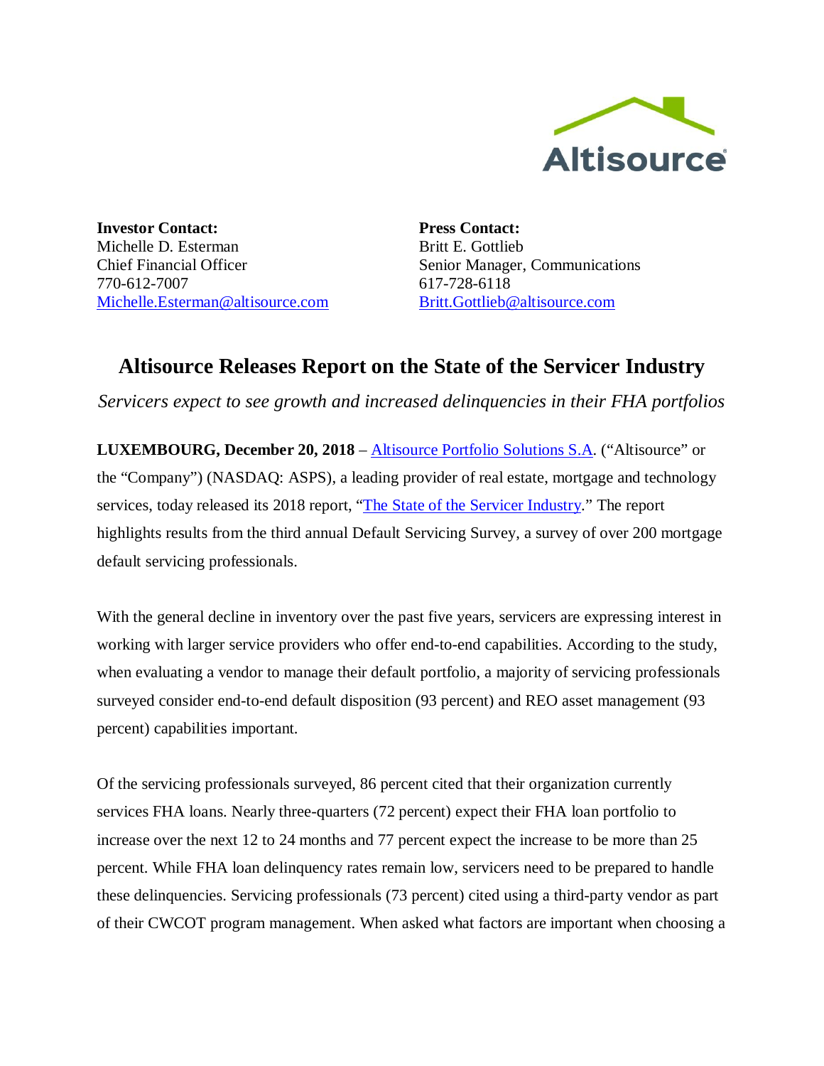**Investor Contact:**
Michelle D. Esterman
Chief Financial Officer
770-612-7007
Michelle.Esterman@altisource.com

**Press Contact:**
Britt E. Gottlieb
Senior Manager, Communications
617-728-6118
Britt.Gottlieb@altisource.com

# Altisource Releases Report on the State of the Servicer Industry

*Servicers expect to see growth and increased delinquencies in their FHA portfolios*

**LUXEMBOURG, December 20, 2018** – Altisource Portfolio Solutions S.A. ("Altisource" or the "Company") (NASDAQ: ASPS), a leading provider of real estate, mortgage and technology services, today released its 2018 report, "The State of the Servicer Industry." The report highlights results from the third annual Default Servicing Survey, a survey of over 200 mortgage default servicing professionals.

With the general decline in inventory over the past five years, servicers are expressing interest in working with larger service providers who offer end-to-end capabilities. According to the study, when evaluating a vendor to manage their default portfolio, a majority of servicing professionals surveyed consider end-to-end default disposition (93 percent) and REO asset management (93 percent) capabilities important.

Of the servicing professionals surveyed, 86 percent cited that their organization currently services FHA loans. Nearly three-quarters (72 percent) expect their FHA loan portfolio to increase over the next 12 to 24 months and 77 percent expect the increase to be more than 25 percent. While FHA loan delinquency rates remain low, servicers need to be prepared to handle these delinquencies. Servicing professionals (73 percent) cited using a third-party vendor as part of their CWCOT program management. When asked what factors are important when choosing a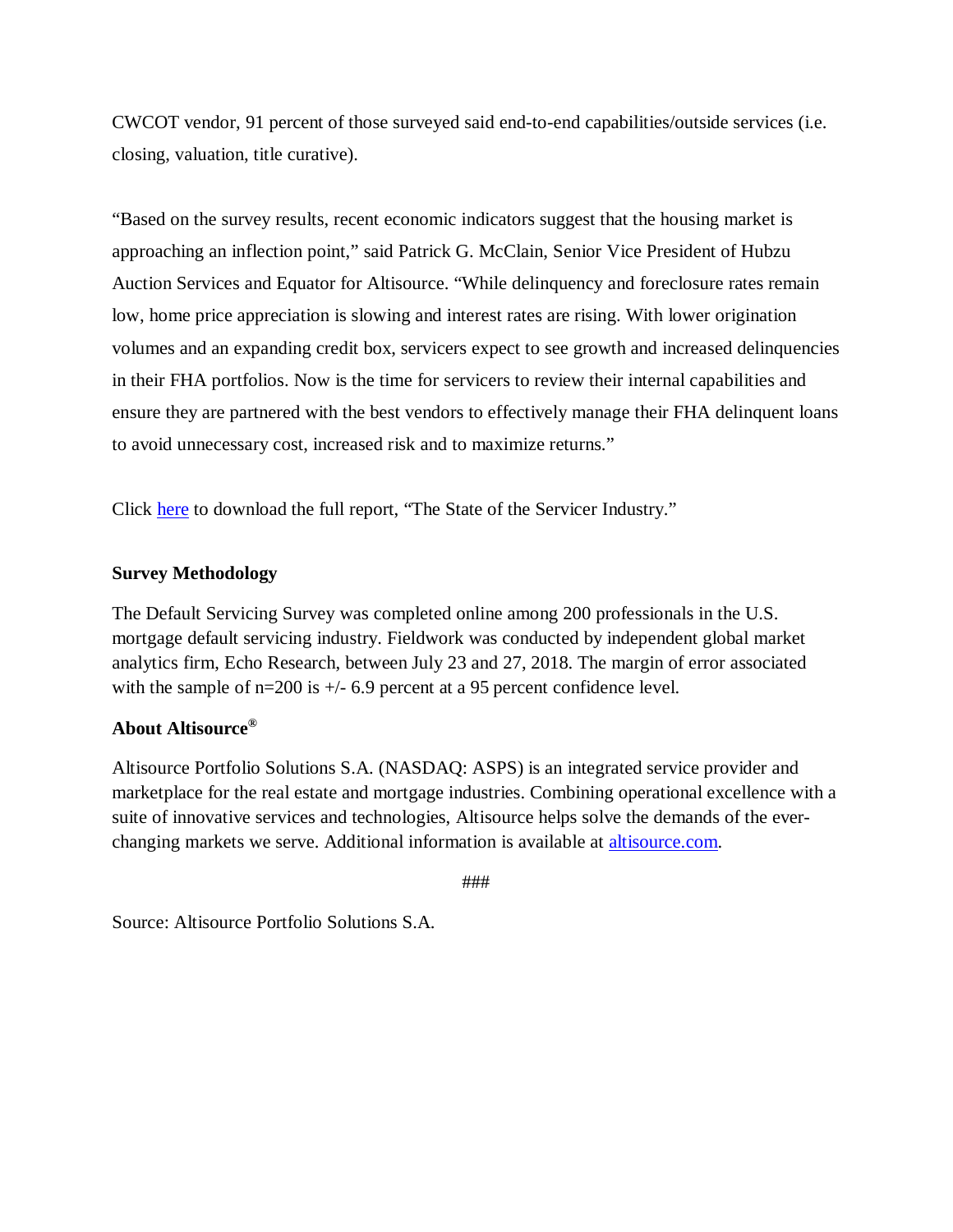CWCOT vendor, 91 percent of those surveyed said end-to-end capabilities/outside services (i.e. closing, valuation, title curative).

"Based on the survey results, recent economic indicators suggest that the housing market is approaching an inflection point," said Patrick G. McClain, Senior Vice President of Hubzu Auction Services and Equator for Altisource. "While delinquency and foreclosure rates remain low, home price appreciation is slowing and interest rates are rising. With lower origination volumes and an expanding credit box, servicers expect to see growth and increased delinquencies in their FHA portfolios. Now is the time for servicers to review their internal capabilities and ensure they are partnered with the best vendors to effectively manage their FHA delinquent loans to avoid unnecessary cost, increased risk and to maximize returns."

Click here to download the full report, "The State of the Servicer Industry."

**Survey Methodology**

The Default Servicing Survey was completed online among 200 professionals in the U.S. mortgage default servicing industry. Fieldwork was conducted by independent global market analytics firm, Echo Research, between July 23 and 27, 2018. The margin of error associated with the sample of n=200 is +/- 6.9 percent at a 95 percent confidence level.

**About Altisource®**

Altisource Portfolio Solutions S.A. (NASDAQ: ASPS) is an integrated service provider and marketplace for the real estate and mortgage industries. Combining operational excellence with a suite of innovative services and technologies, Altisource helps solve the demands of the ever-changing markets we serve. Additional information is available at altisource.com.

###

Source: Altisource Portfolio Solutions S.A.